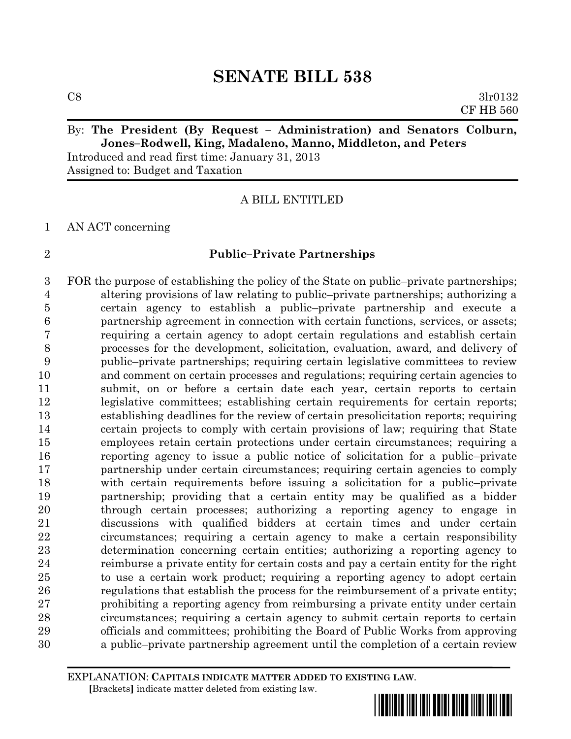# SENATE BILL 538

C8 3lr0132
CF HB 560

By: **The President (By Request – Administration) and Senators Colburn, Jones–Rodwell, King, Madaleno, Manno, Middleton, and Peters**
Introduced and read first time: January 31, 2013
Assigned to: Budget and Taxation

A BILL ENTITLED

1 AN ACT concerning

2 **Public–Private Partnerships**

3 FOR the purpose of establishing the policy of the State on public–private partnerships;
4 altering provisions of law relating to public–private partnerships; authorizing a
5 certain agency to establish a public–private partnership and execute a
6 partnership agreement in connection with certain functions, services, or assets;
7 requiring a certain agency to adopt certain regulations and establish certain
8 processes for the development, solicitation, evaluation, award, and delivery of
9 public–private partnerships; requiring certain legislative committees to review
10 and comment on certain processes and regulations; requiring certain agencies to
11 submit, on or before a certain date each year, certain reports to certain
12 legislative committees; establishing certain requirements for certain reports;
13 establishing deadlines for the review of certain presolicitation reports; requiring
14 certain projects to comply with certain provisions of law; requiring that State
15 employees retain certain protections under certain circumstances; requiring a
16 reporting agency to issue a public notice of solicitation for a public–private
17 partnership under certain circumstances; requiring certain agencies to comply
18 with certain requirements before issuing a solicitation for a public–private
19 partnership; providing that a certain entity may be qualified as a bidder
20 through certain processes; authorizing a reporting agency to engage in
21 discussions with qualified bidders at certain times and under certain
22 circumstances; requiring a certain agency to make a certain responsibility
23 determination concerning certain entities; authorizing a reporting agency to
24 reimburse a private entity for certain costs and pay a certain entity for the right
25 to use a certain work product; requiring a reporting agency to adopt certain
26 regulations that establish the process for the reimbursement of a private entity;
27 prohibiting a reporting agency from reimbursing a private entity under certain
28 circumstances; requiring a certain agency to submit certain reports to certain
29 officials and committees; prohibiting the Board of Public Works from approving
30 a public–private partnership agreement until the completion of a certain review

EXPLANATION: **CAPITALS INDICATE MATTER ADDED TO EXISTING LAW.**
**[**Brackets**]** indicate matter deleted from existing law.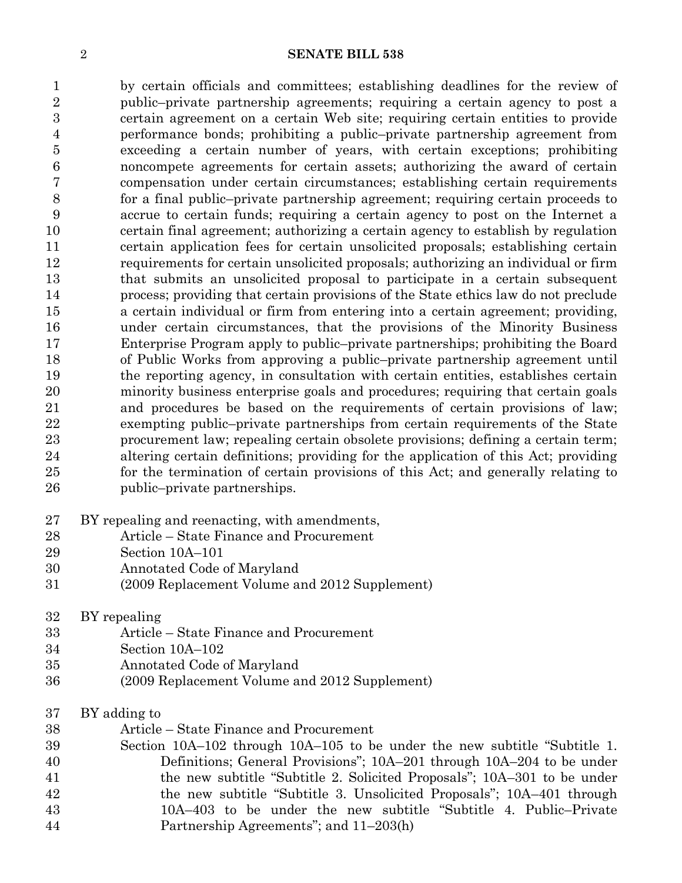by certain officials and committees; establishing deadlines for the review of public–private partnership agreements; requiring a certain agency to post a certain agreement on a certain Web site; requiring certain entities to provide performance bonds; prohibiting a public–private partnership agreement from exceeding a certain number of years, with certain exceptions; prohibiting noncompete agreements for certain assets; authorizing the award of certain compensation under certain circumstances; establishing certain requirements for a final public–private partnership agreement; requiring certain proceeds to accrue to certain funds; requiring a certain agency to post on the Internet a certain final agreement; authorizing a certain agency to establish by regulation certain application fees for certain unsolicited proposals; establishing certain requirements for certain unsolicited proposals; authorizing an individual or firm that submits an unsolicited proposal to participate in a certain subsequent process; providing that certain provisions of the State ethics law do not preclude a certain individual or firm from entering into a certain agreement; providing, under certain circumstances, that the provisions of the Minority Business Enterprise Program apply to public–private partnerships; prohibiting the Board of Public Works from approving a public–private partnership agreement until the reporting agency, in consultation with certain entities, establishes certain minority business enterprise goals and procedures; requiring that certain goals and procedures be based on the requirements of certain provisions of law; exempting public–private partnerships from certain requirements of the State procurement law; repealing certain obsolete provisions; defining a certain term; altering certain definitions; providing for the application of this Act; providing for the termination of certain provisions of this Act; and generally relating to public–private partnerships.

BY repealing and reenacting, with amendments,
Article – State Finance and Procurement
Section 10A–101
Annotated Code of Maryland
(2009 Replacement Volume and 2012 Supplement)

BY repealing
Article – State Finance and Procurement
Section 10A–102
Annotated Code of Maryland
(2009 Replacement Volume and 2012 Supplement)

BY adding to
Article – State Finance and Procurement
Section 10A–102 through 10A–105 to be under the new subtitle "Subtitle 1. Definitions; General Provisions"; 10A–201 through 10A–204 to be under the new subtitle "Subtitle 2. Solicited Proposals"; 10A–301 to be under the new subtitle "Subtitle 3. Unsolicited Proposals"; 10A–401 through 10A–403 to be under the new subtitle "Subtitle 4. Public–Private Partnership Agreements"; and 11–203(h)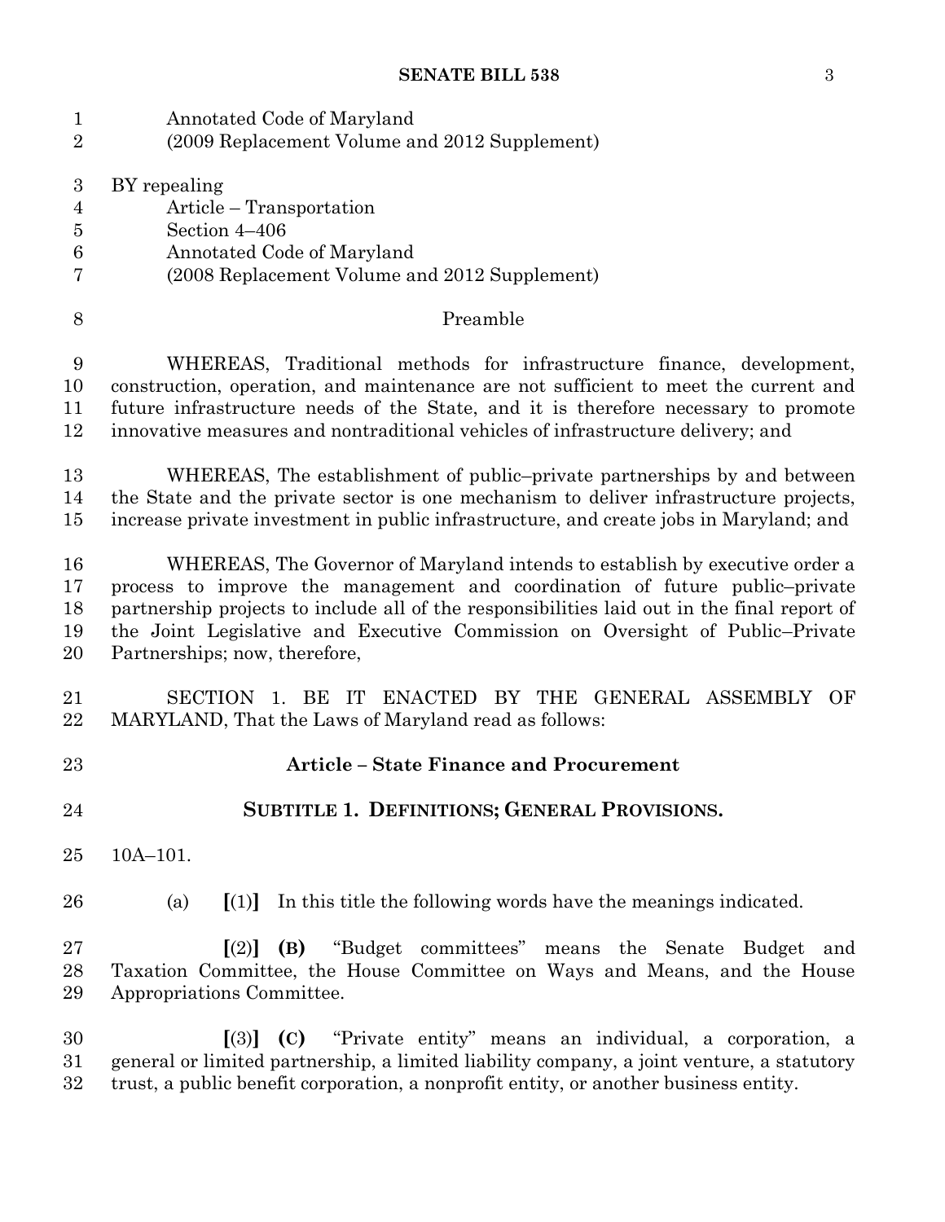Annotated Code of Maryland
(2009 Replacement Volume and 2012 Supplement)

BY repealing
Article – Transportation
Section 4–406
Annotated Code of Maryland
(2008 Replacement Volume and 2012 Supplement)

Preamble

WHEREAS, Traditional methods for infrastructure finance, development, construction, operation, and maintenance are not sufficient to meet the current and future infrastructure needs of the State, and it is therefore necessary to promote innovative measures and nontraditional vehicles of infrastructure delivery; and

WHEREAS, The establishment of public–private partnerships by and between the State and the private sector is one mechanism to deliver infrastructure projects, increase private investment in public infrastructure, and create jobs in Maryland; and

WHEREAS, The Governor of Maryland intends to establish by executive order a process to improve the management and coordination of future public–private partnership projects to include all of the responsibilities laid out in the final report of the Joint Legislative and Executive Commission on Oversight of Public–Private Partnerships; now, therefore,

SECTION 1. BE IT ENACTED BY THE GENERAL ASSEMBLY OF MARYLAND, That the Laws of Maryland read as follows:

**Article – State Finance and Procurement**

**SUBTITLE 1. DEFINITIONS; GENERAL PROVISIONS.**

10A–101.

(a) **[**(1)**]** In this title the following words have the meanings indicated.

**[**(2)**]** **(B)** "Budget committees" means the Senate Budget and Taxation Committee, the House Committee on Ways and Means, and the House Appropriations Committee.

**[**(3)**]** **(C)** "Private entity" means an individual, a corporation, a general or limited partnership, a limited liability company, a joint venture, a statutory trust, a public benefit corporation, a nonprofit entity, or another business entity.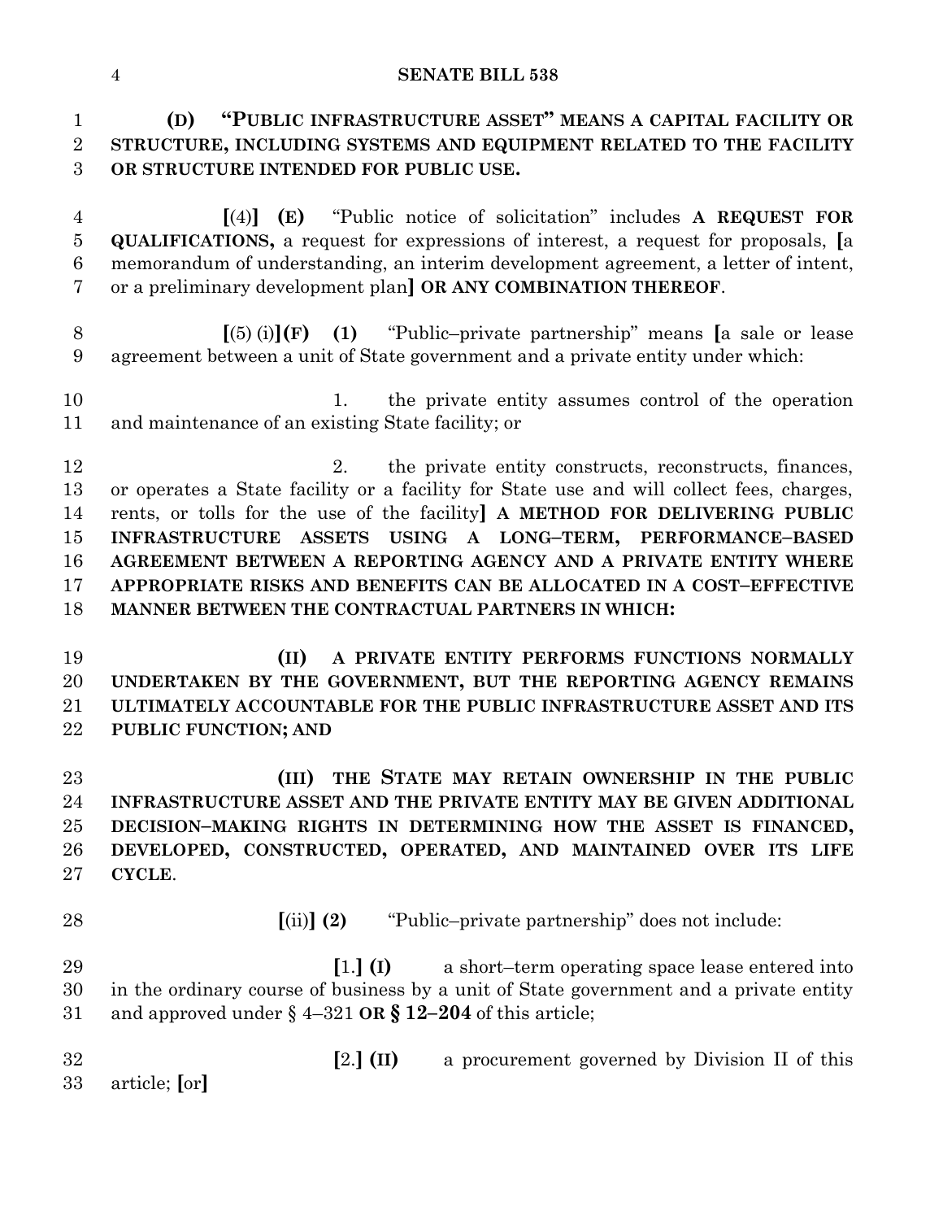**(D) "PUBLIC INFRASTRUCTURE ASSET" MEANS A CAPITAL FACILITY OR STRUCTURE, INCLUDING SYSTEMS AND EQUIPMENT RELATED TO THE FACILITY OR STRUCTURE INTENDED FOR PUBLIC USE.**

[(4)] **(E)** "Public notice of solicitation" includes **A REQUEST FOR QUALIFICATIONS,** a request for expressions of interest, a request for proposals, [a memorandum of understanding, an interim development agreement, a letter of intent, or a preliminary development plan] **OR ANY COMBINATION THEREOF**.

[(5) (i)] **(F) (1)** "Public–private partnership" means [a sale or lease agreement between a unit of State government and a private entity under which:

1. the private entity assumes control of the operation and maintenance of an existing State facility; or

2. the private entity constructs, reconstructs, finances, or operates a State facility or a facility for State use and will collect fees, charges, rents, or tolls for the use of the facility] **A METHOD FOR DELIVERING PUBLIC INFRASTRUCTURE ASSETS USING A LONG–TERM, PERFORMANCE–BASED AGREEMENT BETWEEN A REPORTING AGENCY AND A PRIVATE ENTITY WHERE APPROPRIATE RISKS AND BENEFITS CAN BE ALLOCATED IN A COST–EFFECTIVE MANNER BETWEEN THE CONTRACTUAL PARTNERS IN WHICH:**

**(II) A PRIVATE ENTITY PERFORMS FUNCTIONS NORMALLY UNDERTAKEN BY THE GOVERNMENT, BUT THE REPORTING AGENCY REMAINS ULTIMATELY ACCOUNTABLE FOR THE PUBLIC INFRASTRUCTURE ASSET AND ITS PUBLIC FUNCTION; AND**

**(III) THE STATE MAY RETAIN OWNERSHIP IN THE PUBLIC INFRASTRUCTURE ASSET AND THE PRIVATE ENTITY MAY BE GIVEN ADDITIONAL DECISION–MAKING RIGHTS IN DETERMINING HOW THE ASSET IS FINANCED, DEVELOPED, CONSTRUCTED, OPERATED, AND MAINTAINED OVER ITS LIFE CYCLE**.

[(ii)] **(2)** "Public–private partnership" does not include:

[1.] **(I)** a short–term operating space lease entered into in the ordinary course of business by a unit of State government and a private entity and approved under § 4–321 **OR § 12–204** of this article;

[2.] **(II)** a procurement governed by Division II of this article; [or]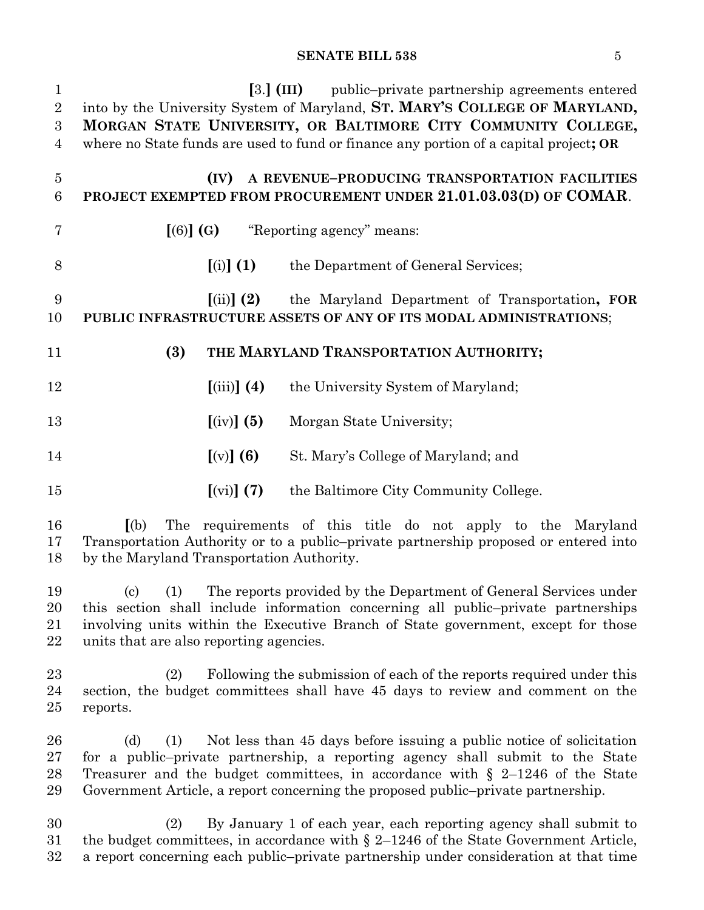[3.] **(III)** public–private partnership agreements entered into by the University System of Maryland, **ST. MARY'S COLLEGE OF MARYLAND, MORGAN STATE UNIVERSITY, OR BALTIMORE CITY COMMUNITY COLLEGE,** where no State funds are used to fund or finance any portion of a capital project**; OR**

**(IV) A REVENUE–PRODUCING TRANSPORTATION FACILITIES PROJECT EXEMPTED FROM PROCUREMENT UNDER 21.01.03.03(D) OF COMAR**.

**[**(6)**] (G)** "Reporting agency" means:

**[**(i)**] (1)** the Department of General Services;

**[**(ii)**] (2)** the Maryland Department of Transportation**, FOR PUBLIC INFRASTRUCTURE ASSETS OF ANY OF ITS MODAL ADMINISTRATIONS**;

**(3) THE MARYLAND TRANSPORTATION AUTHORITY;**

**[**(iii)**] (4)** the University System of Maryland;

**[**(iv)**] (5)** Morgan State University;

**[**(v)**] (6)** St. Mary's College of Maryland; and

**[**(vi)**] (7)** the Baltimore City Community College.

**[**(b) The requirements of this title do not apply to the Maryland Transportation Authority or to a public–private partnership proposed or entered into by the Maryland Transportation Authority.

(c) (1) The reports provided by the Department of General Services under this section shall include information concerning all public–private partnerships involving units within the Executive Branch of State government, except for those units that are also reporting agencies.

(2) Following the submission of each of the reports required under this section, the budget committees shall have 45 days to review and comment on the reports.

(d) (1) Not less than 45 days before issuing a public notice of solicitation for a public–private partnership, a reporting agency shall submit to the State Treasurer and the budget committees, in accordance with § 2–1246 of the State Government Article, a report concerning the proposed public–private partnership.

(2) By January 1 of each year, each reporting agency shall submit to the budget committees, in accordance with § 2–1246 of the State Government Article, a report concerning each public–private partnership under consideration at that time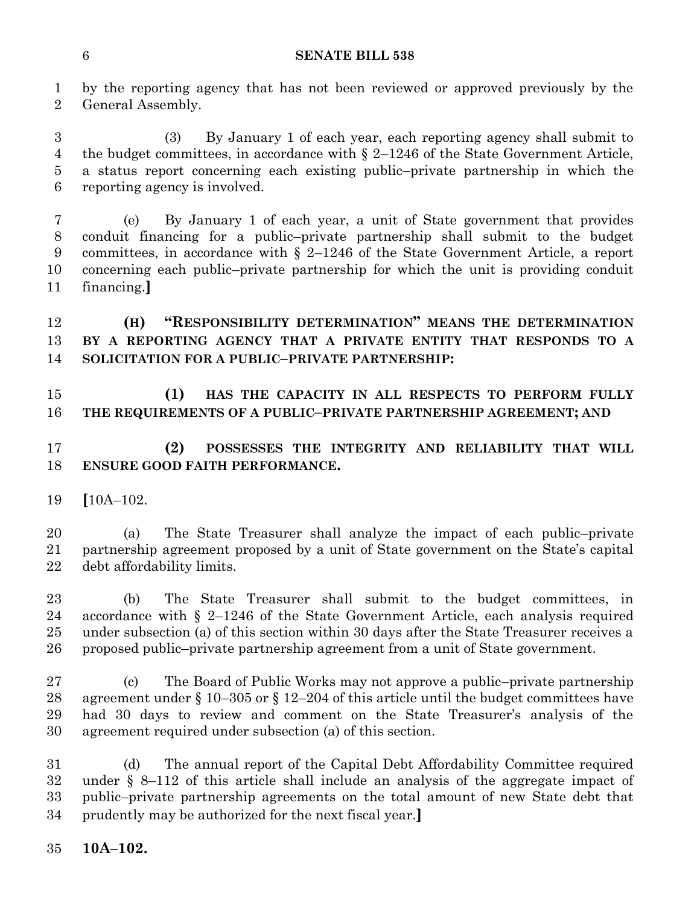by the reporting agency that has not been reviewed or approved previously by the General Assembly.

(3) By January 1 of each year, each reporting agency shall submit to the budget committees, in accordance with § 2–1246 of the State Government Article, a status report concerning each existing public–private partnership in which the reporting agency is involved.

(e) By January 1 of each year, a unit of State government that provides conduit financing for a public–private partnership shall submit to the budget committees, in accordance with § 2–1246 of the State Government Article, a report concerning each public–private partnership for which the unit is providing conduit financing.]

**(H) "RESPONSIBILITY DETERMINATION" MEANS THE DETERMINATION BY A REPORTING AGENCY THAT A PRIVATE ENTITY THAT RESPONDS TO A SOLICITATION FOR A PUBLIC–PRIVATE PARTNERSHIP:**

**(1) HAS THE CAPACITY IN ALL RESPECTS TO PERFORM FULLY THE REQUIREMENTS OF A PUBLIC–PRIVATE PARTNERSHIP AGREEMENT; AND**

**(2) POSSESSES THE INTEGRITY AND RELIABILITY THAT WILL ENSURE GOOD FAITH PERFORMANCE.**

[10A–102.

(a) The State Treasurer shall analyze the impact of each public–private partnership agreement proposed by a unit of State government on the State's capital debt affordability limits.

(b) The State Treasurer shall submit to the budget committees, in accordance with § 2–1246 of the State Government Article, each analysis required under subsection (a) of this section within 30 days after the State Treasurer receives a proposed public–private partnership agreement from a unit of State government.

(c) The Board of Public Works may not approve a public–private partnership agreement under § 10–305 or § 12–204 of this article until the budget committees have had 30 days to review and comment on the State Treasurer's analysis of the agreement required under subsection (a) of this section.

(d) The annual report of the Capital Debt Affordability Committee required under § 8–112 of this article shall include an analysis of the aggregate impact of public–private partnership agreements on the total amount of new State debt that prudently may be authorized for the next fiscal year.]

**10A–102.**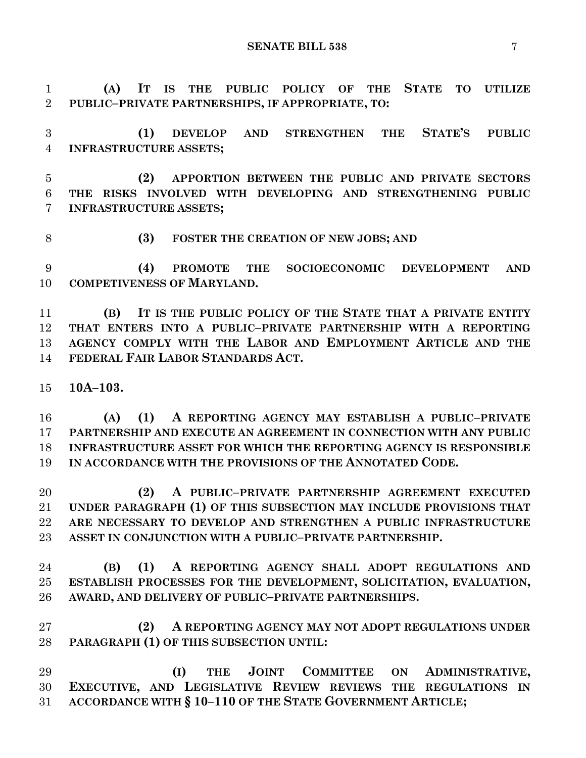**(A) IT IS THE PUBLIC POLICY OF THE STATE TO UTILIZE PUBLIC–PRIVATE PARTNERSHIPS, IF APPROPRIATE, TO:**

**(1) DEVELOP AND STRENGTHEN THE STATE'S PUBLIC INFRASTRUCTURE ASSETS;**

**(2) APPORTION BETWEEN THE PUBLIC AND PRIVATE SECTORS THE RISKS INVOLVED WITH DEVELOPING AND STRENGTHENING PUBLIC INFRASTRUCTURE ASSETS;**

**(3) FOSTER THE CREATION OF NEW JOBS; AND**

**(4) PROMOTE THE SOCIOECONOMIC DEVELOPMENT AND COMPETIVENESS OF MARYLAND.**

**(B) IT IS THE PUBLIC POLICY OF THE STATE THAT A PRIVATE ENTITY THAT ENTERS INTO A PUBLIC–PRIVATE PARTNERSHIP WITH A REPORTING AGENCY COMPLY WITH THE LABOR AND EMPLOYMENT ARTICLE AND THE FEDERAL FAIR LABOR STANDARDS ACT.**

**10A–103.**

**(A) (1) A REPORTING AGENCY MAY ESTABLISH A PUBLIC–PRIVATE PARTNERSHIP AND EXECUTE AN AGREEMENT IN CONNECTION WITH ANY PUBLIC INFRASTRUCTURE ASSET FOR WHICH THE REPORTING AGENCY IS RESPONSIBLE IN ACCORDANCE WITH THE PROVISIONS OF THE ANNOTATED CODE.**

**(2) A PUBLIC–PRIVATE PARTNERSHIP AGREEMENT EXECUTED UNDER PARAGRAPH (1) OF THIS SUBSECTION MAY INCLUDE PROVISIONS THAT ARE NECESSARY TO DEVELOP AND STRENGTHEN A PUBLIC INFRASTRUCTURE ASSET IN CONJUNCTION WITH A PUBLIC–PRIVATE PARTNERSHIP.**

**(B) (1) A REPORTING AGENCY SHALL ADOPT REGULATIONS AND ESTABLISH PROCESSES FOR THE DEVELOPMENT, SOLICITATION, EVALUATION, AWARD, AND DELIVERY OF PUBLIC–PRIVATE PARTNERSHIPS.**

**(2) A REPORTING AGENCY MAY NOT ADOPT REGULATIONS UNDER PARAGRAPH (1) OF THIS SUBSECTION UNTIL:**

**(I) THE JOINT COMMITTEE ON ADMINISTRATIVE, EXECUTIVE, AND LEGISLATIVE REVIEW REVIEWS THE REGULATIONS IN ACCORDANCE WITH § 10–110 OF THE STATE GOVERNMENT ARTICLE;**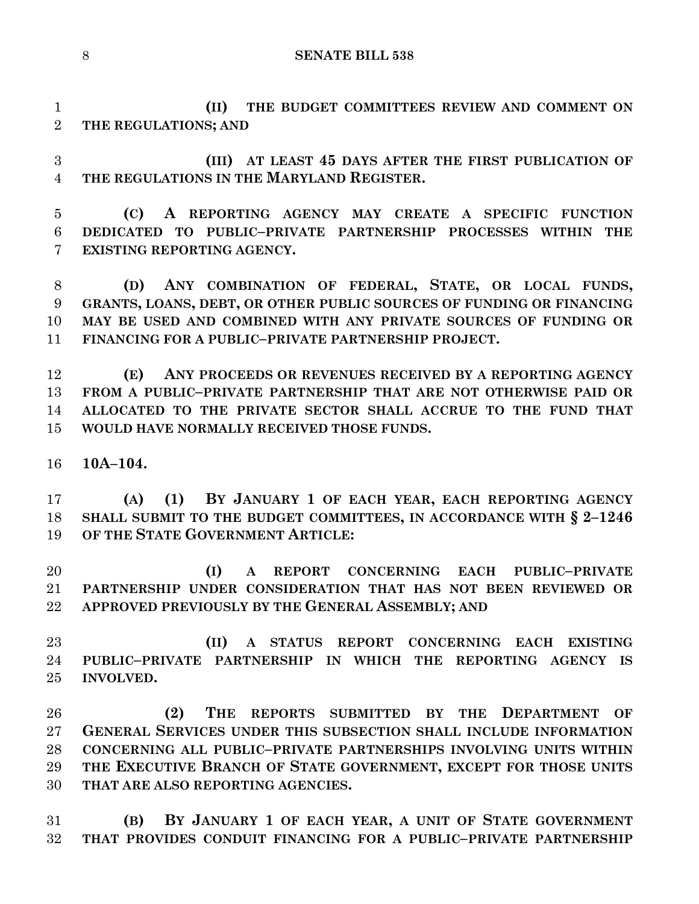**(II) THE BUDGET COMMITTEES REVIEW AND COMMENT ON THE REGULATIONS; AND**

**(III) AT LEAST 45 DAYS AFTER THE FIRST PUBLICATION OF THE REGULATIONS IN THE MARYLAND REGISTER.**

**(C) A REPORTING AGENCY MAY CREATE A SPECIFIC FUNCTION DEDICATED TO PUBLIC–PRIVATE PARTNERSHIP PROCESSES WITHIN THE EXISTING REPORTING AGENCY.**

**(D) ANY COMBINATION OF FEDERAL, STATE, OR LOCAL FUNDS, GRANTS, LOANS, DEBT, OR OTHER PUBLIC SOURCES OF FUNDING OR FINANCING MAY BE USED AND COMBINED WITH ANY PRIVATE SOURCES OF FUNDING OR FINANCING FOR A PUBLIC–PRIVATE PARTNERSHIP PROJECT.**

**(E) ANY PROCEEDS OR REVENUES RECEIVED BY A REPORTING AGENCY FROM A PUBLIC–PRIVATE PARTNERSHIP THAT ARE NOT OTHERWISE PAID OR ALLOCATED TO THE PRIVATE SECTOR SHALL ACCRUE TO THE FUND THAT WOULD HAVE NORMALLY RECEIVED THOSE FUNDS.**

**10A–104.**

**(A) (1) BY JANUARY 1 OF EACH YEAR, EACH REPORTING AGENCY SHALL SUBMIT TO THE BUDGET COMMITTEES, IN ACCORDANCE WITH § 2–1246 OF THE STATE GOVERNMENT ARTICLE:**

**(I) A REPORT CONCERNING EACH PUBLIC–PRIVATE PARTNERSHIP UNDER CONSIDERATION THAT HAS NOT BEEN REVIEWED OR APPROVED PREVIOUSLY BY THE GENERAL ASSEMBLY; AND**

**(II) A STATUS REPORT CONCERNING EACH EXISTING PUBLIC–PRIVATE PARTNERSHIP IN WHICH THE REPORTING AGENCY IS INVOLVED.**

**(2) THE REPORTS SUBMITTED BY THE DEPARTMENT OF GENERAL SERVICES UNDER THIS SUBSECTION SHALL INCLUDE INFORMATION CONCERNING ALL PUBLIC–PRIVATE PARTNERSHIPS INVOLVING UNITS WITHIN THE EXECUTIVE BRANCH OF STATE GOVERNMENT, EXCEPT FOR THOSE UNITS THAT ARE ALSO REPORTING AGENCIES.**

**(B) BY JANUARY 1 OF EACH YEAR, A UNIT OF STATE GOVERNMENT THAT PROVIDES CONDUIT FINANCING FOR A PUBLIC–PRIVATE PARTNERSHIP**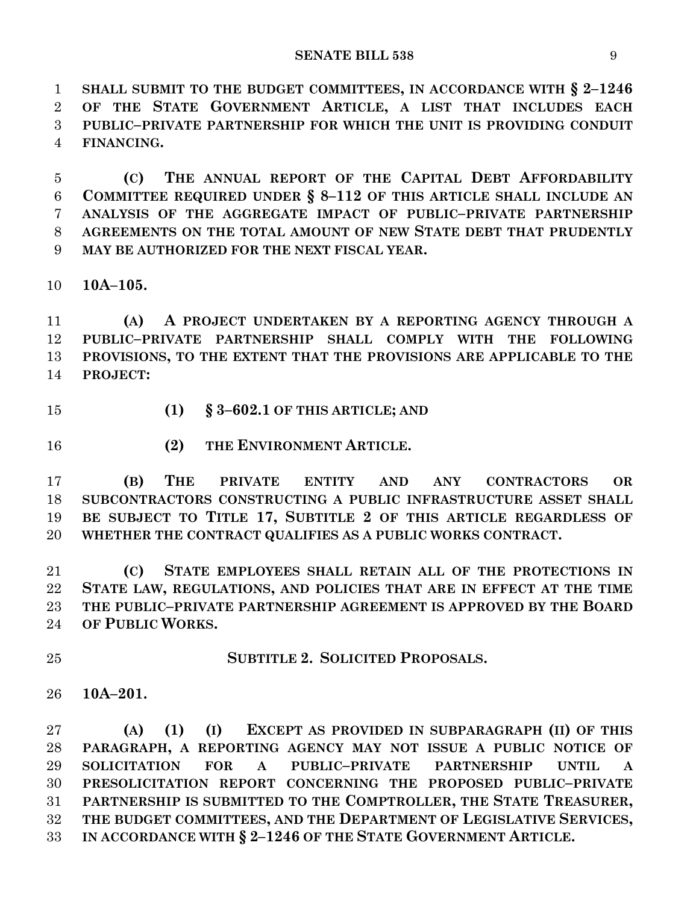**SHALL SUBMIT TO THE BUDGET COMMITTEES, IN ACCORDANCE WITH § 2–1246 OF THE STATE GOVERNMENT ARTICLE, A LIST THAT INCLUDES EACH PUBLIC–PRIVATE PARTNERSHIP FOR WHICH THE UNIT IS PROVIDING CONDUIT FINANCING.**

**(C) THE ANNUAL REPORT OF THE CAPITAL DEBT AFFORDABILITY COMMITTEE REQUIRED UNDER § 8–112 OF THIS ARTICLE SHALL INCLUDE AN ANALYSIS OF THE AGGREGATE IMPACT OF PUBLIC–PRIVATE PARTNERSHIP AGREEMENTS ON THE TOTAL AMOUNT OF NEW STATE DEBT THAT PRUDENTLY MAY BE AUTHORIZED FOR THE NEXT FISCAL YEAR.**

**10A–105.**

**(A) A PROJECT UNDERTAKEN BY A REPORTING AGENCY THROUGH A PUBLIC–PRIVATE PARTNERSHIP SHALL COMPLY WITH THE FOLLOWING PROVISIONS, TO THE EXTENT THAT THE PROVISIONS ARE APPLICABLE TO THE PROJECT:**

**(1) § 3–602.1 OF THIS ARTICLE; AND**

**(2) THE ENVIRONMENT ARTICLE.**

**(B) THE PRIVATE ENTITY AND ANY CONTRACTORS OR SUBCONTRACTORS CONSTRUCTING A PUBLIC INFRASTRUCTURE ASSET SHALL BE SUBJECT TO TITLE 17, SUBTITLE 2 OF THIS ARTICLE REGARDLESS OF WHETHER THE CONTRACT QUALIFIES AS A PUBLIC WORKS CONTRACT.**

**(C) STATE EMPLOYEES SHALL RETAIN ALL OF THE PROTECTIONS IN STATE LAW, REGULATIONS, AND POLICIES THAT ARE IN EFFECT AT THE TIME THE PUBLIC–PRIVATE PARTNERSHIP AGREEMENT IS APPROVED BY THE BOARD OF PUBLIC WORKS.**

**SUBTITLE 2. SOLICITED PROPOSALS.**

**10A–201.**

**(A) (1) (I) EXCEPT AS PROVIDED IN SUBPARAGRAPH (II) OF THIS PARAGRAPH, A REPORTING AGENCY MAY NOT ISSUE A PUBLIC NOTICE OF SOLICITATION FOR A PUBLIC–PRIVATE PARTNERSHIP UNTIL A PRESOLICITATION REPORT CONCERNING THE PROPOSED PUBLIC–PRIVATE PARTNERSHIP IS SUBMITTED TO THE COMPTROLLER, THE STATE TREASURER, THE BUDGET COMMITTEES, AND THE DEPARTMENT OF LEGISLATIVE SERVICES, IN ACCORDANCE WITH § 2–1246 OF THE STATE GOVERNMENT ARTICLE.**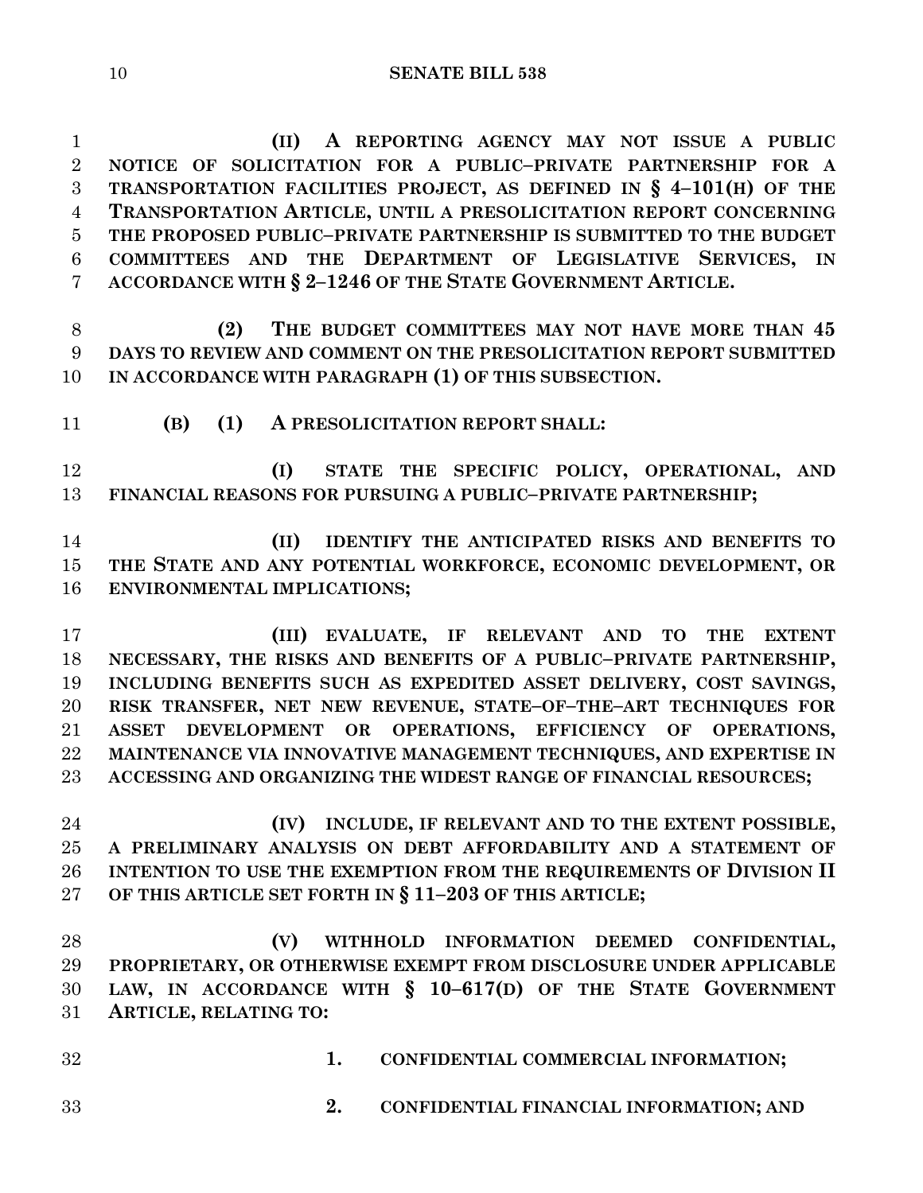**(II) A REPORTING AGENCY MAY NOT ISSUE A PUBLIC NOTICE OF SOLICITATION FOR A PUBLIC–PRIVATE PARTNERSHIP FOR A TRANSPORTATION FACILITIES PROJECT, AS DEFINED IN § 4–101(H) OF THE TRANSPORTATION ARTICLE, UNTIL A PRESOLICITATION REPORT CONCERNING THE PROPOSED PUBLIC–PRIVATE PARTNERSHIP IS SUBMITTED TO THE BUDGET COMMITTEES AND THE DEPARTMENT OF LEGISLATIVE SERVICES, IN ACCORDANCE WITH § 2–1246 OF THE STATE GOVERNMENT ARTICLE.**

**(2) THE BUDGET COMMITTEES MAY NOT HAVE MORE THAN 45 DAYS TO REVIEW AND COMMENT ON THE PRESOLICITATION REPORT SUBMITTED IN ACCORDANCE WITH PARAGRAPH (1) OF THIS SUBSECTION.**

**(B) (1) A PRESOLICITATION REPORT SHALL:**

**(I) STATE THE SPECIFIC POLICY, OPERATIONAL, AND FINANCIAL REASONS FOR PURSUING A PUBLIC–PRIVATE PARTNERSHIP;**

**(II) IDENTIFY THE ANTICIPATED RISKS AND BENEFITS TO THE STATE AND ANY POTENTIAL WORKFORCE, ECONOMIC DEVELOPMENT, OR ENVIRONMENTAL IMPLICATIONS;**

**(III) EVALUATE, IF RELEVANT AND TO THE EXTENT NECESSARY, THE RISKS AND BENEFITS OF A PUBLIC–PRIVATE PARTNERSHIP, INCLUDING BENEFITS SUCH AS EXPEDITED ASSET DELIVERY, COST SAVINGS, RISK TRANSFER, NET NEW REVENUE, STATE–OF–THE–ART TECHNIQUES FOR ASSET DEVELOPMENT OR OPERATIONS, EFFICIENCY OF OPERATIONS, MAINTENANCE VIA INNOVATIVE MANAGEMENT TECHNIQUES, AND EXPERTISE IN ACCESSING AND ORGANIZING THE WIDEST RANGE OF FINANCIAL RESOURCES;**

**(IV) INCLUDE, IF RELEVANT AND TO THE EXTENT POSSIBLE, A PRELIMINARY ANALYSIS ON DEBT AFFORDABILITY AND A STATEMENT OF INTENTION TO USE THE EXEMPTION FROM THE REQUIREMENTS OF DIVISION II OF THIS ARTICLE SET FORTH IN § 11–203 OF THIS ARTICLE;**

**(V) WITHHOLD INFORMATION DEEMED CONFIDENTIAL, PROPRIETARY, OR OTHERWISE EXEMPT FROM DISCLOSURE UNDER APPLICABLE LAW, IN ACCORDANCE WITH § 10–617(D) OF THE STATE GOVERNMENT ARTICLE, RELATING TO:**

**1. CONFIDENTIAL COMMERCIAL INFORMATION;**

**2. CONFIDENTIAL FINANCIAL INFORMATION; AND**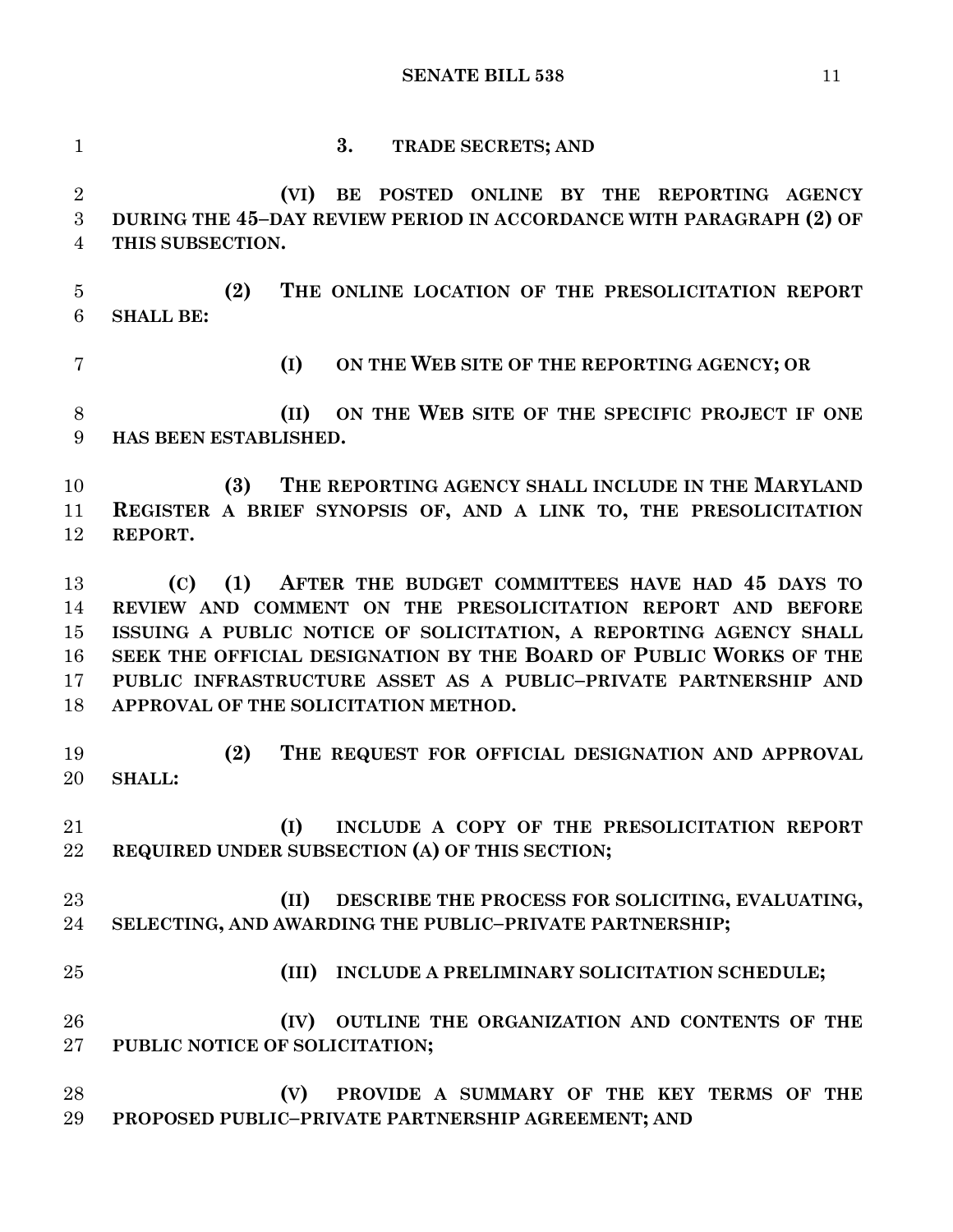**3. TRADE SECRETS; AND**

**(VI) BE POSTED ONLINE BY THE REPORTING AGENCY DURING THE 45–DAY REVIEW PERIOD IN ACCORDANCE WITH PARAGRAPH (2) OF THIS SUBSECTION.**

**(2) THE ONLINE LOCATION OF THE PRESOLICITATION REPORT SHALL BE:**

**(I) ON THE WEB SITE OF THE REPORTING AGENCY; OR**

**(II) ON THE WEB SITE OF THE SPECIFIC PROJECT IF ONE HAS BEEN ESTABLISHED.**

**(3) THE REPORTING AGENCY SHALL INCLUDE IN THE MARYLAND REGISTER A BRIEF SYNOPSIS OF, AND A LINK TO, THE PRESOLICITATION REPORT.**

**(C) (1) AFTER THE BUDGET COMMITTEES HAVE HAD 45 DAYS TO REVIEW AND COMMENT ON THE PRESOLICITATION REPORT AND BEFORE ISSUING A PUBLIC NOTICE OF SOLICITATION, A REPORTING AGENCY SHALL SEEK THE OFFICIAL DESIGNATION BY THE BOARD OF PUBLIC WORKS OF THE PUBLIC INFRASTRUCTURE ASSET AS A PUBLIC–PRIVATE PARTNERSHIP AND APPROVAL OF THE SOLICITATION METHOD.**

**(2) THE REQUEST FOR OFFICIAL DESIGNATION AND APPROVAL SHALL:**

**(I) INCLUDE A COPY OF THE PRESOLICITATION REPORT REQUIRED UNDER SUBSECTION (A) OF THIS SECTION;**

**(II) DESCRIBE THE PROCESS FOR SOLICITING, EVALUATING, SELECTING, AND AWARDING THE PUBLIC–PRIVATE PARTNERSHIP;**

**(III) INCLUDE A PRELIMINARY SOLICITATION SCHEDULE;**

**(IV) OUTLINE THE ORGANIZATION AND CONTENTS OF THE PUBLIC NOTICE OF SOLICITATION;**

**(V) PROVIDE A SUMMARY OF THE KEY TERMS OF THE PROPOSED PUBLIC–PRIVATE PARTNERSHIP AGREEMENT; AND**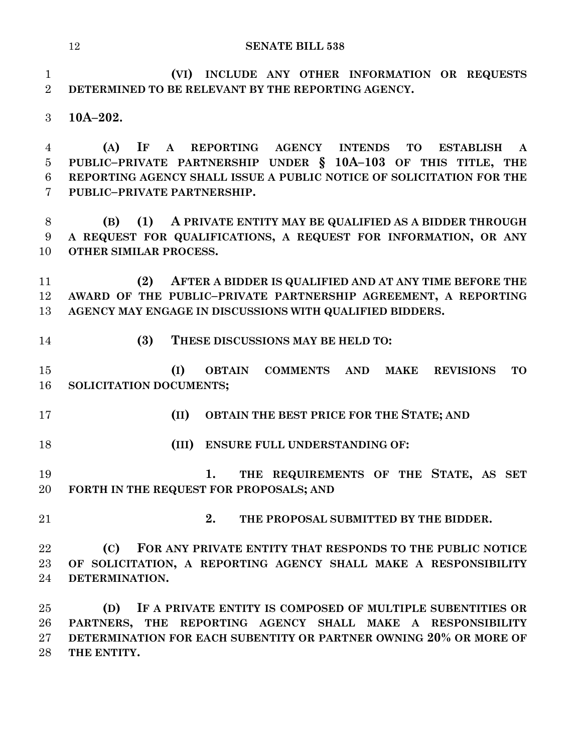**(VI) INCLUDE ANY OTHER INFORMATION OR REQUESTS DETERMINED TO BE RELEVANT BY THE REPORTING AGENCY.**

**10A–202.**

**(A) IF A REPORTING AGENCY INTENDS TO ESTABLISH A PUBLIC–PRIVATE PARTNERSHIP UNDER § 10A–103 OF THIS TITLE, THE REPORTING AGENCY SHALL ISSUE A PUBLIC NOTICE OF SOLICITATION FOR THE PUBLIC–PRIVATE PARTNERSHIP.**

**(B) (1) A PRIVATE ENTITY MAY BE QUALIFIED AS A BIDDER THROUGH A REQUEST FOR QUALIFICATIONS, A REQUEST FOR INFORMATION, OR ANY OTHER SIMILAR PROCESS.**

**(2) AFTER A BIDDER IS QUALIFIED AND AT ANY TIME BEFORE THE AWARD OF THE PUBLIC–PRIVATE PARTNERSHIP AGREEMENT, A REPORTING AGENCY MAY ENGAGE IN DISCUSSIONS WITH QUALIFIED BIDDERS.**

**(3) THESE DISCUSSIONS MAY BE HELD TO:**

**(I) OBTAIN COMMENTS AND MAKE REVISIONS TO SOLICITATION DOCUMENTS;**

**(II) OBTAIN THE BEST PRICE FOR THE STATE; AND**

**(III) ENSURE FULL UNDERSTANDING OF:**

**1. THE REQUIREMENTS OF THE STATE, AS SET FORTH IN THE REQUEST FOR PROPOSALS; AND**

**2. THE PROPOSAL SUBMITTED BY THE BIDDER.**

**(C) FOR ANY PRIVATE ENTITY THAT RESPONDS TO THE PUBLIC NOTICE OF SOLICITATION, A REPORTING AGENCY SHALL MAKE A RESPONSIBILITY DETERMINATION.**

**(D) IF A PRIVATE ENTITY IS COMPOSED OF MULTIPLE SUBENTITIES OR PARTNERS, THE REPORTING AGENCY SHALL MAKE A RESPONSIBILITY DETERMINATION FOR EACH SUBENTITY OR PARTNER OWNING 20% OR MORE OF THE ENTITY.**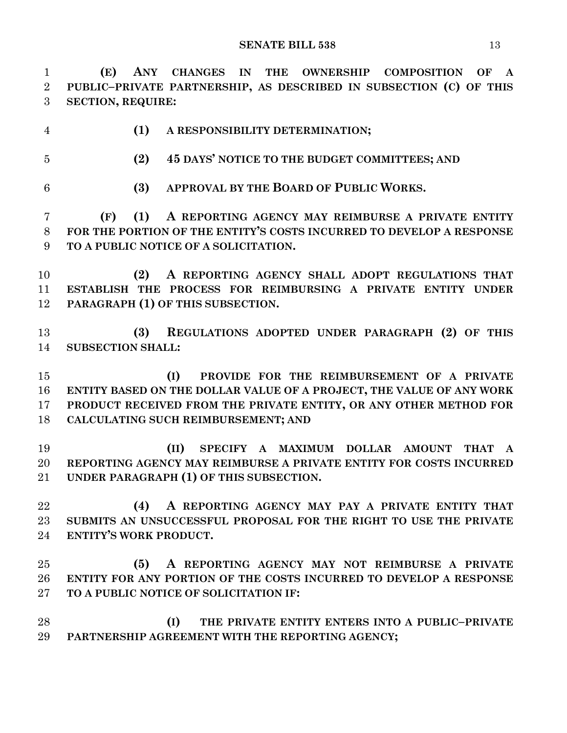**(E) ANY CHANGES IN THE OWNERSHIP COMPOSITION OF A PUBLIC–PRIVATE PARTNERSHIP, AS DESCRIBED IN SUBSECTION (C) OF THIS SECTION, REQUIRE:**

**(1) A RESPONSIBILITY DETERMINATION;**

**(2) 45 DAYS' NOTICE TO THE BUDGET COMMITTEES; AND**

**(3) APPROVAL BY THE BOARD OF PUBLIC WORKS.**

**(F) (1) A REPORTING AGENCY MAY REIMBURSE A PRIVATE ENTITY FOR THE PORTION OF THE ENTITY'S COSTS INCURRED TO DEVELOP A RESPONSE TO A PUBLIC NOTICE OF A SOLICITATION.**

**(2) A REPORTING AGENCY SHALL ADOPT REGULATIONS THAT ESTABLISH THE PROCESS FOR REIMBURSING A PRIVATE ENTITY UNDER PARAGRAPH (1) OF THIS SUBSECTION.**

**(3) REGULATIONS ADOPTED UNDER PARAGRAPH (2) OF THIS SUBSECTION SHALL:**

**(I) PROVIDE FOR THE REIMBURSEMENT OF A PRIVATE ENTITY BASED ON THE DOLLAR VALUE OF A PROJECT, THE VALUE OF ANY WORK PRODUCT RECEIVED FROM THE PRIVATE ENTITY, OR ANY OTHER METHOD FOR CALCULATING SUCH REIMBURSEMENT; AND**

**(II) SPECIFY A MAXIMUM DOLLAR AMOUNT THAT A REPORTING AGENCY MAY REIMBURSE A PRIVATE ENTITY FOR COSTS INCURRED UNDER PARAGRAPH (1) OF THIS SUBSECTION.**

**(4) A REPORTING AGENCY MAY PAY A PRIVATE ENTITY THAT SUBMITS AN UNSUCCESSFUL PROPOSAL FOR THE RIGHT TO USE THE PRIVATE ENTITY'S WORK PRODUCT.**

**(5) A REPORTING AGENCY MAY NOT REIMBURSE A PRIVATE ENTITY FOR ANY PORTION OF THE COSTS INCURRED TO DEVELOP A RESPONSE TO A PUBLIC NOTICE OF SOLICITATION IF:**

**(I) THE PRIVATE ENTITY ENTERS INTO A PUBLIC–PRIVATE PARTNERSHIP AGREEMENT WITH THE REPORTING AGENCY;**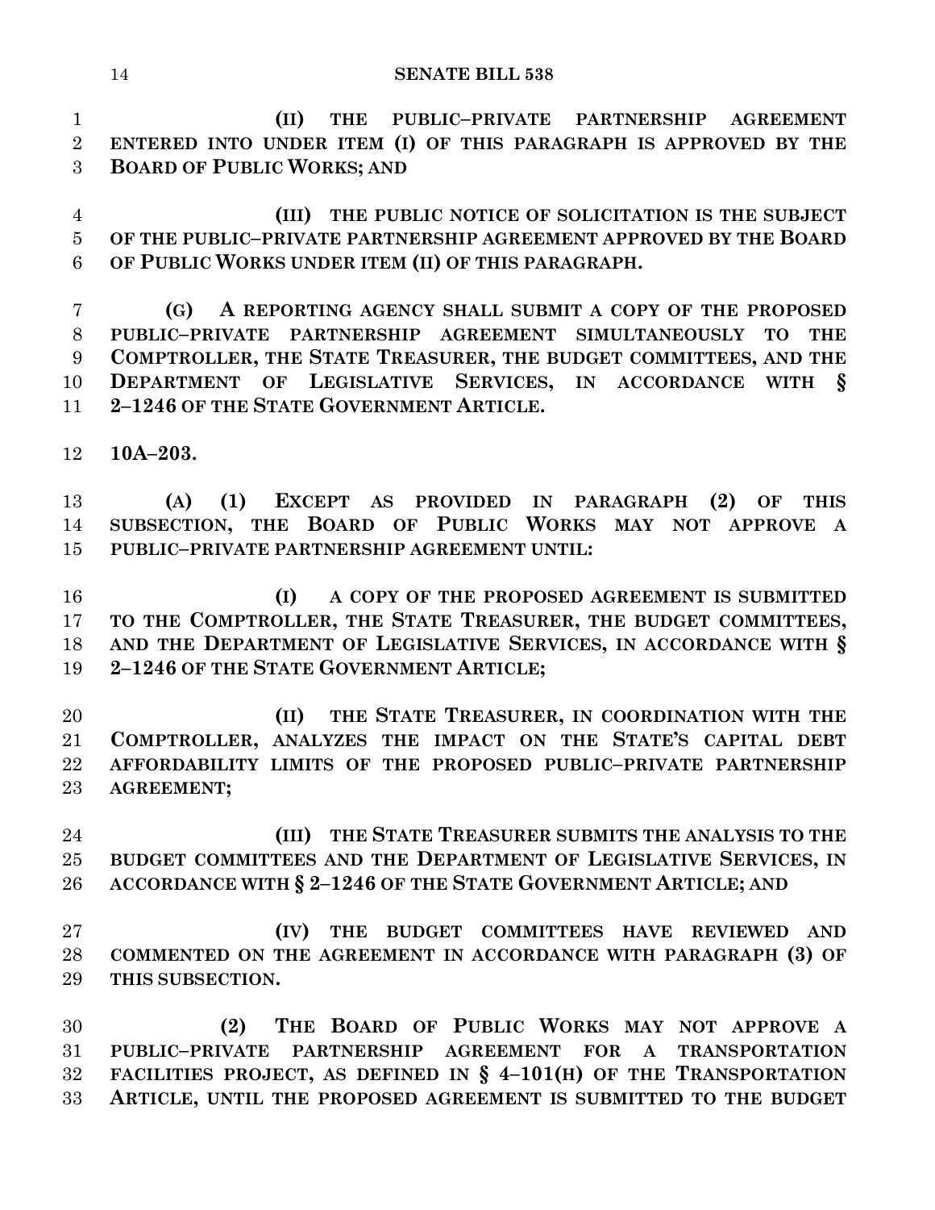**(II) THE PUBLIC–PRIVATE PARTNERSHIP AGREEMENT ENTERED INTO UNDER ITEM (I) OF THIS PARAGRAPH IS APPROVED BY THE BOARD OF PUBLIC WORKS; AND**

**(III) THE PUBLIC NOTICE OF SOLICITATION IS THE SUBJECT OF THE PUBLIC–PRIVATE PARTNERSHIP AGREEMENT APPROVED BY THE BOARD OF PUBLIC WORKS UNDER ITEM (II) OF THIS PARAGRAPH.**

**(G) A REPORTING AGENCY SHALL SUBMIT A COPY OF THE PROPOSED PUBLIC–PRIVATE PARTNERSHIP AGREEMENT SIMULTANEOUSLY TO THE COMPTROLLER, THE STATE TREASURER, THE BUDGET COMMITTEES, AND THE DEPARTMENT OF LEGISLATIVE SERVICES, IN ACCORDANCE WITH § 2–1246 OF THE STATE GOVERNMENT ARTICLE.**

**10A–203.**

**(A) (1) EXCEPT AS PROVIDED IN PARAGRAPH (2) OF THIS SUBSECTION, THE BOARD OF PUBLIC WORKS MAY NOT APPROVE A PUBLIC–PRIVATE PARTNERSHIP AGREEMENT UNTIL:**

**(I) A COPY OF THE PROPOSED AGREEMENT IS SUBMITTED TO THE COMPTROLLER, THE STATE TREASURER, THE BUDGET COMMITTEES, AND THE DEPARTMENT OF LEGISLATIVE SERVICES, IN ACCORDANCE WITH § 2–1246 OF THE STATE GOVERNMENT ARTICLE;**

**(II) THE STATE TREASURER, IN COORDINATION WITH THE COMPTROLLER, ANALYZES THE IMPACT ON THE STATE'S CAPITAL DEBT AFFORDABILITY LIMITS OF THE PROPOSED PUBLIC–PRIVATE PARTNERSHIP AGREEMENT;**

**(III) THE STATE TREASURER SUBMITS THE ANALYSIS TO THE BUDGET COMMITTEES AND THE DEPARTMENT OF LEGISLATIVE SERVICES, IN ACCORDANCE WITH § 2–1246 OF THE STATE GOVERNMENT ARTICLE; AND**

**(IV) THE BUDGET COMMITTEES HAVE REVIEWED AND COMMENTED ON THE AGREEMENT IN ACCORDANCE WITH PARAGRAPH (3) OF THIS SUBSECTION.**

**(2) THE BOARD OF PUBLIC WORKS MAY NOT APPROVE A PUBLIC–PRIVATE PARTNERSHIP AGREEMENT FOR A TRANSPORTATION FACILITIES PROJECT, AS DEFINED IN § 4–101(H) OF THE TRANSPORTATION ARTICLE, UNTIL THE PROPOSED AGREEMENT IS SUBMITTED TO THE BUDGET**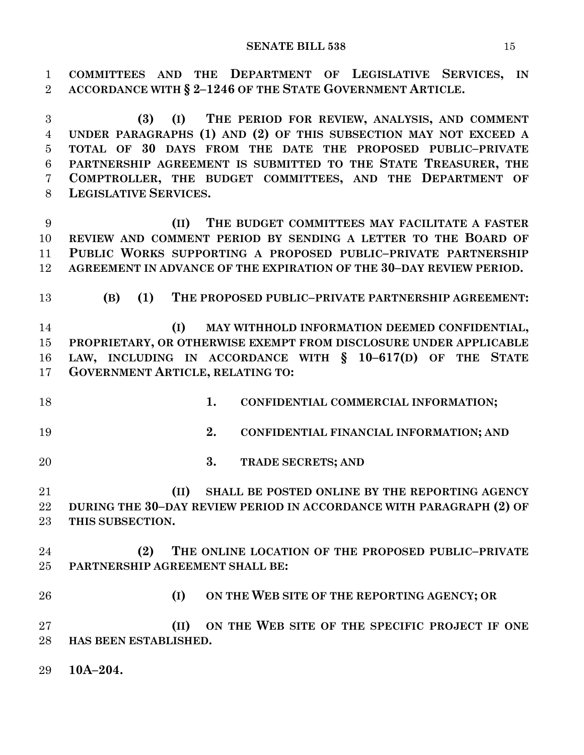**COMMITTEES AND THE DEPARTMENT OF LEGISLATIVE SERVICES, IN ACCORDANCE WITH § 2–1246 OF THE STATE GOVERNMENT ARTICLE.**

**(3) (I) THE PERIOD FOR REVIEW, ANALYSIS, AND COMMENT UNDER PARAGRAPHS (1) AND (2) OF THIS SUBSECTION MAY NOT EXCEED A TOTAL OF 30 DAYS FROM THE DATE THE PROPOSED PUBLIC–PRIVATE PARTNERSHIP AGREEMENT IS SUBMITTED TO THE STATE TREASURER, THE COMPTROLLER, THE BUDGET COMMITTEES, AND THE DEPARTMENT OF LEGISLATIVE SERVICES.**

**(II) THE BUDGET COMMITTEES MAY FACILITATE A FASTER REVIEW AND COMMENT PERIOD BY SENDING A LETTER TO THE BOARD OF PUBLIC WORKS SUPPORTING A PROPOSED PUBLIC–PRIVATE PARTNERSHIP AGREEMENT IN ADVANCE OF THE EXPIRATION OF THE 30–DAY REVIEW PERIOD.**

**(B) (1) THE PROPOSED PUBLIC–PRIVATE PARTNERSHIP AGREEMENT:**

**(I) MAY WITHHOLD INFORMATION DEEMED CONFIDENTIAL, PROPRIETARY, OR OTHERWISE EXEMPT FROM DISCLOSURE UNDER APPLICABLE LAW, INCLUDING IN ACCORDANCE WITH § 10–617(D) OF THE STATE GOVERNMENT ARTICLE, RELATING TO:**

**1. CONFIDENTIAL COMMERCIAL INFORMATION;**

**2. CONFIDENTIAL FINANCIAL INFORMATION; AND**

**3. TRADE SECRETS; AND**

**(II) SHALL BE POSTED ONLINE BY THE REPORTING AGENCY DURING THE 30–DAY REVIEW PERIOD IN ACCORDANCE WITH PARAGRAPH (2) OF THIS SUBSECTION.**

**(2) THE ONLINE LOCATION OF THE PROPOSED PUBLIC–PRIVATE PARTNERSHIP AGREEMENT SHALL BE:**

**(I) ON THE WEB SITE OF THE REPORTING AGENCY; OR**

**(II) ON THE WEB SITE OF THE SPECIFIC PROJECT IF ONE HAS BEEN ESTABLISHED.**

**10A–204.**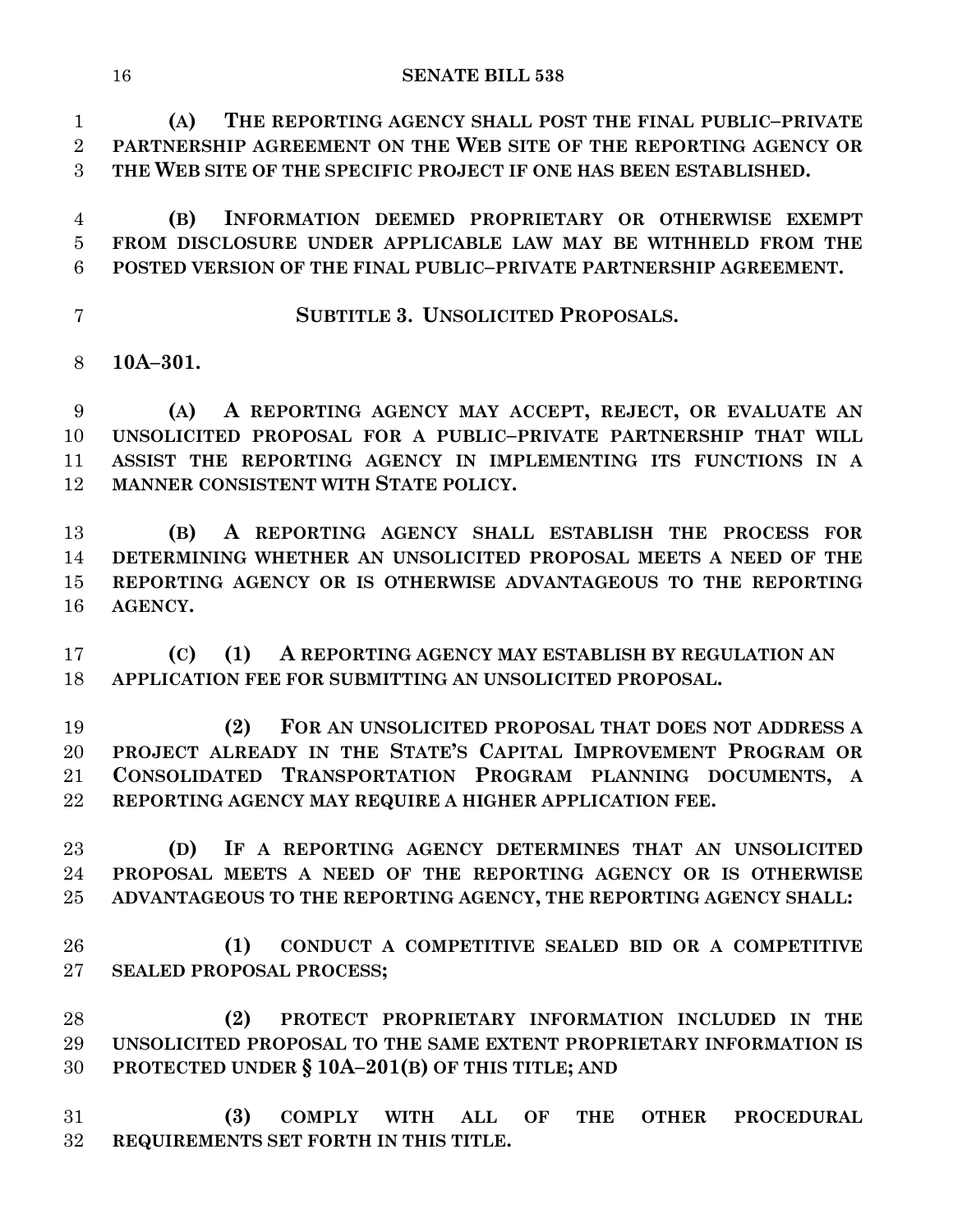**(A) THE REPORTING AGENCY SHALL POST THE FINAL PUBLIC–PRIVATE PARTNERSHIP AGREEMENT ON THE WEB SITE OF THE REPORTING AGENCY OR THE WEB SITE OF THE SPECIFIC PROJECT IF ONE HAS BEEN ESTABLISHED.**

**(B) INFORMATION DEEMED PROPRIETARY OR OTHERWISE EXEMPT FROM DISCLOSURE UNDER APPLICABLE LAW MAY BE WITHHELD FROM THE POSTED VERSION OF THE FINAL PUBLIC–PRIVATE PARTNERSHIP AGREEMENT.**

## SUBTITLE 3. UNSOLICITED PROPOSALS.

**10A–301.**

**(A) A REPORTING AGENCY MAY ACCEPT, REJECT, OR EVALUATE AN UNSOLICITED PROPOSAL FOR A PUBLIC–PRIVATE PARTNERSHIP THAT WILL ASSIST THE REPORTING AGENCY IN IMPLEMENTING ITS FUNCTIONS IN A MANNER CONSISTENT WITH STATE POLICY.**

**(B) A REPORTING AGENCY SHALL ESTABLISH THE PROCESS FOR DETERMINING WHETHER AN UNSOLICITED PROPOSAL MEETS A NEED OF THE REPORTING AGENCY OR IS OTHERWISE ADVANTAGEOUS TO THE REPORTING AGENCY.**

**(C) (1) A REPORTING AGENCY MAY ESTABLISH BY REGULATION AN APPLICATION FEE FOR SUBMITTING AN UNSOLICITED PROPOSAL.**

**(2) FOR AN UNSOLICITED PROPOSAL THAT DOES NOT ADDRESS A PROJECT ALREADY IN THE STATE'S CAPITAL IMPROVEMENT PROGRAM OR CONSOLIDATED TRANSPORTATION PROGRAM PLANNING DOCUMENTS, A REPORTING AGENCY MAY REQUIRE A HIGHER APPLICATION FEE.**

**(D) IF A REPORTING AGENCY DETERMINES THAT AN UNSOLICITED PROPOSAL MEETS A NEED OF THE REPORTING AGENCY OR IS OTHERWISE ADVANTAGEOUS TO THE REPORTING AGENCY, THE REPORTING AGENCY SHALL:**

**(1) CONDUCT A COMPETITIVE SEALED BID OR A COMPETITIVE SEALED PROPOSAL PROCESS;**

**(2) PROTECT PROPRIETARY INFORMATION INCLUDED IN THE UNSOLICITED PROPOSAL TO THE SAME EXTENT PROPRIETARY INFORMATION IS PROTECTED UNDER § 10A–201(B) OF THIS TITLE; AND**

**(3) COMPLY WITH ALL OF THE OTHER PROCEDURAL REQUIREMENTS SET FORTH IN THIS TITLE.**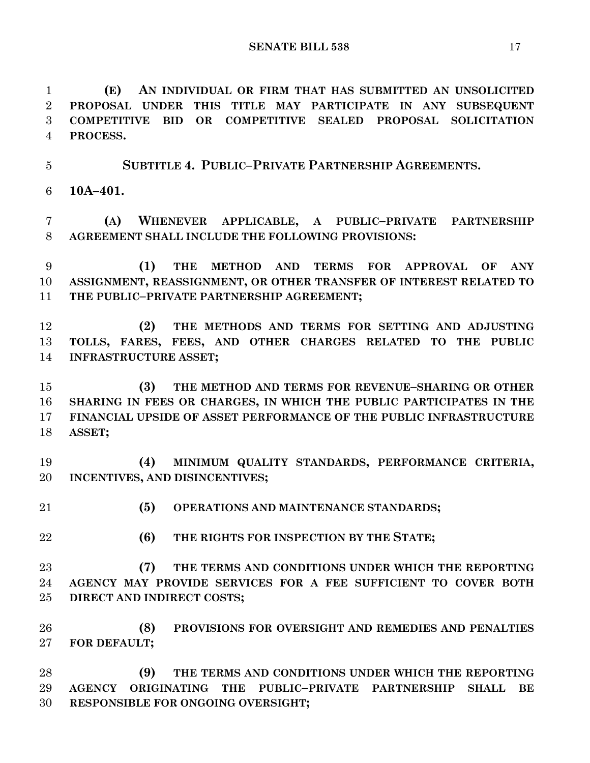**(E) AN INDIVIDUAL OR FIRM THAT HAS SUBMITTED AN UNSOLICITED PROPOSAL UNDER THIS TITLE MAY PARTICIPATE IN ANY SUBSEQUENT COMPETITIVE BID OR COMPETITIVE SEALED PROPOSAL SOLICITATION PROCESS.**

**SUBTITLE 4. PUBLIC–PRIVATE PARTNERSHIP AGREEMENTS.**

**10A–401.**

**(A) WHENEVER APPLICABLE, A PUBLIC–PRIVATE PARTNERSHIP AGREEMENT SHALL INCLUDE THE FOLLOWING PROVISIONS:**

**(1) THE METHOD AND TERMS FOR APPROVAL OF ANY ASSIGNMENT, REASSIGNMENT, OR OTHER TRANSFER OF INTEREST RELATED TO THE PUBLIC–PRIVATE PARTNERSHIP AGREEMENT;**

**(2) THE METHODS AND TERMS FOR SETTING AND ADJUSTING TOLLS, FARES, FEES, AND OTHER CHARGES RELATED TO THE PUBLIC INFRASTRUCTURE ASSET;**

**(3) THE METHOD AND TERMS FOR REVENUE–SHARING OR OTHER SHARING IN FEES OR CHARGES, IN WHICH THE PUBLIC PARTICIPATES IN THE FINANCIAL UPSIDE OF ASSET PERFORMANCE OF THE PUBLIC INFRASTRUCTURE ASSET;**

**(4) MINIMUM QUALITY STANDARDS, PERFORMANCE CRITERIA, INCENTIVES, AND DISINCENTIVES;**

**(5) OPERATIONS AND MAINTENANCE STANDARDS;**

**(6) THE RIGHTS FOR INSPECTION BY THE STATE;**

**(7) THE TERMS AND CONDITIONS UNDER WHICH THE REPORTING AGENCY MAY PROVIDE SERVICES FOR A FEE SUFFICIENT TO COVER BOTH DIRECT AND INDIRECT COSTS;**

**(8) PROVISIONS FOR OVERSIGHT AND REMEDIES AND PENALTIES FOR DEFAULT;**

**(9) THE TERMS AND CONDITIONS UNDER WHICH THE REPORTING AGENCY ORIGINATING THE PUBLIC–PRIVATE PARTNERSHIP SHALL BE RESPONSIBLE FOR ONGOING OVERSIGHT;**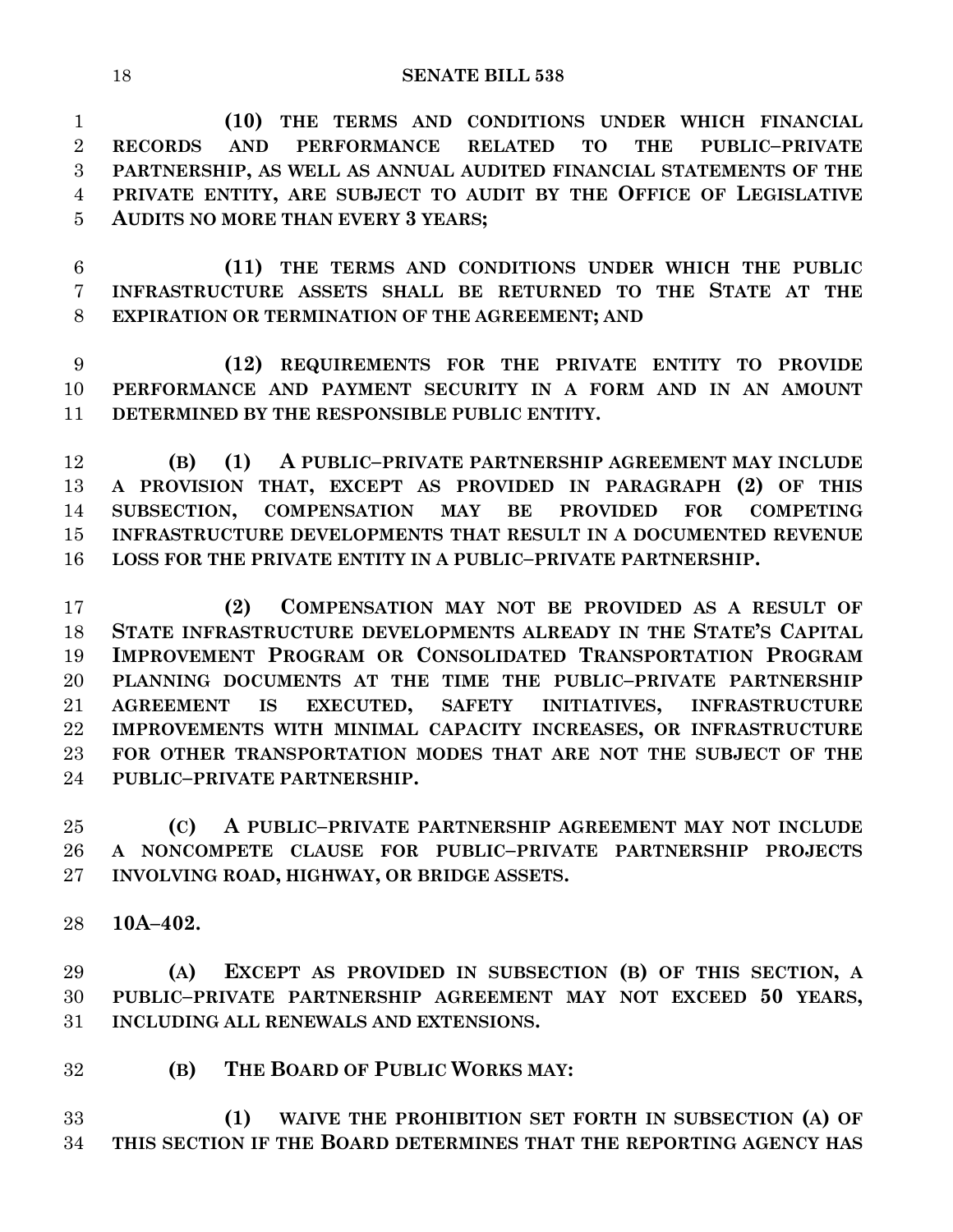**(10) THE TERMS AND CONDITIONS UNDER WHICH FINANCIAL RECORDS AND PERFORMANCE RELATED TO THE PUBLIC–PRIVATE PARTNERSHIP, AS WELL AS ANNUAL AUDITED FINANCIAL STATEMENTS OF THE PRIVATE ENTITY, ARE SUBJECT TO AUDIT BY THE OFFICE OF LEGISLATIVE AUDITS NO MORE THAN EVERY 3 YEARS;**

**(11) THE TERMS AND CONDITIONS UNDER WHICH THE PUBLIC INFRASTRUCTURE ASSETS SHALL BE RETURNED TO THE STATE AT THE EXPIRATION OR TERMINATION OF THE AGREEMENT; AND**

**(12) REQUIREMENTS FOR THE PRIVATE ENTITY TO PROVIDE PERFORMANCE AND PAYMENT SECURITY IN A FORM AND IN AN AMOUNT DETERMINED BY THE RESPONSIBLE PUBLIC ENTITY.**

**(B) (1) A PUBLIC–PRIVATE PARTNERSHIP AGREEMENT MAY INCLUDE A PROVISION THAT, EXCEPT AS PROVIDED IN PARAGRAPH (2) OF THIS SUBSECTION, COMPENSATION MAY BE PROVIDED FOR COMPETING INFRASTRUCTURE DEVELOPMENTS THAT RESULT IN A DOCUMENTED REVENUE LOSS FOR THE PRIVATE ENTITY IN A PUBLIC–PRIVATE PARTNERSHIP.**

**(2) COMPENSATION MAY NOT BE PROVIDED AS A RESULT OF STATE INFRASTRUCTURE DEVELOPMENTS ALREADY IN THE STATE'S CAPITAL IMPROVEMENT PROGRAM OR CONSOLIDATED TRANSPORTATION PROGRAM PLANNING DOCUMENTS AT THE TIME THE PUBLIC–PRIVATE PARTNERSHIP AGREEMENT IS EXECUTED, SAFETY INITIATIVES, INFRASTRUCTURE IMPROVEMENTS WITH MINIMAL CAPACITY INCREASES, OR INFRASTRUCTURE FOR OTHER TRANSPORTATION MODES THAT ARE NOT THE SUBJECT OF THE PUBLIC–PRIVATE PARTNERSHIP.**

**(C) A PUBLIC–PRIVATE PARTNERSHIP AGREEMENT MAY NOT INCLUDE A NONCOMPETE CLAUSE FOR PUBLIC–PRIVATE PARTNERSHIP PROJECTS INVOLVING ROAD, HIGHWAY, OR BRIDGE ASSETS.**

**10A–402.**

**(A) EXCEPT AS PROVIDED IN SUBSECTION (B) OF THIS SECTION, A PUBLIC–PRIVATE PARTNERSHIP AGREEMENT MAY NOT EXCEED 50 YEARS, INCLUDING ALL RENEWALS AND EXTENSIONS.**

**(B) THE BOARD OF PUBLIC WORKS MAY:**

**(1) WAIVE THE PROHIBITION SET FORTH IN SUBSECTION (A) OF THIS SECTION IF THE BOARD DETERMINES THAT THE REPORTING AGENCY HAS**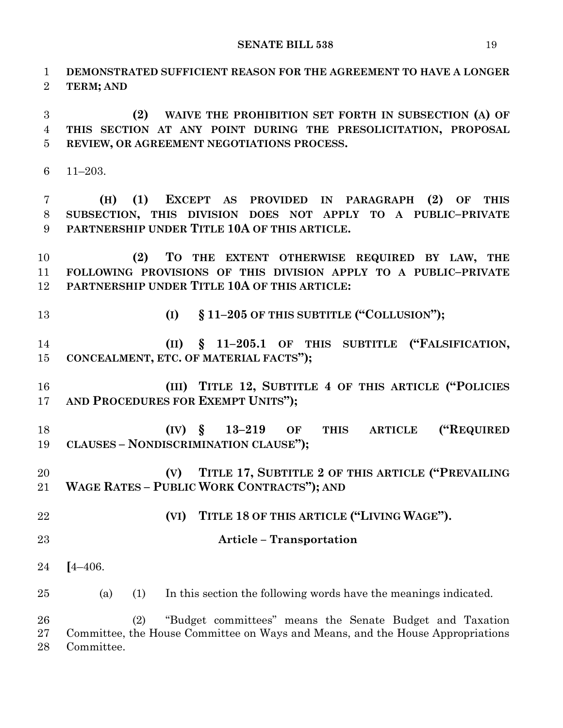**DEMONSTRATED SUFFICIENT REASON FOR THE AGREEMENT TO HAVE A LONGER TERM; AND**

**(2) WAIVE THE PROHIBITION SET FORTH IN SUBSECTION (A) OF THIS SECTION AT ANY POINT DURING THE PRESOLICITATION, PROPOSAL REVIEW, OR AGREEMENT NEGOTIATIONS PROCESS.**

11–203.

**(H) (1) EXCEPT AS PROVIDED IN PARAGRAPH (2) OF THIS SUBSECTION, THIS DIVISION DOES NOT APPLY TO A PUBLIC–PRIVATE PARTNERSHIP UNDER TITLE 10A OF THIS ARTICLE.**

**(2) TO THE EXTENT OTHERWISE REQUIRED BY LAW, THE FOLLOWING PROVISIONS OF THIS DIVISION APPLY TO A PUBLIC–PRIVATE PARTNERSHIP UNDER TITLE 10A OF THIS ARTICLE:**

**(I) § 11–205 OF THIS SUBTITLE ("COLLUSION");**

**(II) § 11–205.1 OF THIS SUBTITLE ("FALSIFICATION, CONCEALMENT, ETC. OF MATERIAL FACTS");**

**(III) TITLE 12, SUBTITLE 4 OF THIS ARTICLE ("POLICIES AND PROCEDURES FOR EXEMPT UNITS");**

**(IV) § 13–219 OF THIS ARTICLE ("REQUIRED CLAUSES – NONDISCRIMINATION CLAUSE");**

**(V) TITLE 17, SUBTITLE 2 OF THIS ARTICLE ("PREVAILING WAGE RATES – PUBLIC WORK CONTRACTS"); AND**

**(VI) TITLE 18 OF THIS ARTICLE ("LIVING WAGE").**

**Article – Transportation**

**[**4–406.

(a) (1) In this section the following words have the meanings indicated.

(2) "Budget committees" means the Senate Budget and Taxation Committee, the House Committee on Ways and Means, and the House Appropriations Committee.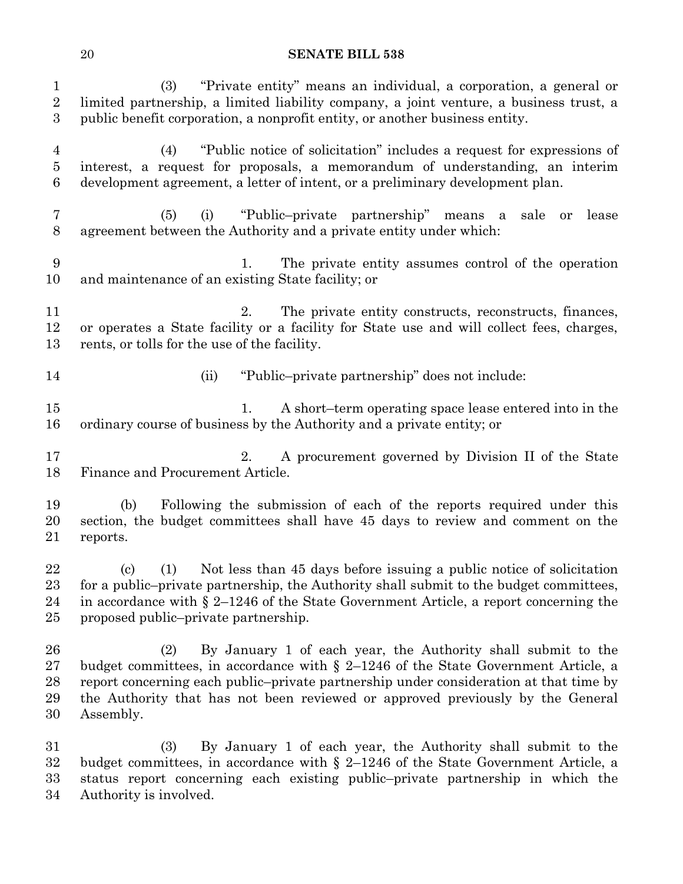(3) "Private entity" means an individual, a corporation, a general or limited partnership, a limited liability company, a joint venture, a business trust, a public benefit corporation, a nonprofit entity, or another business entity.

(4) "Public notice of solicitation" includes a request for expressions of interest, a request for proposals, a memorandum of understanding, an interim development agreement, a letter of intent, or a preliminary development plan.

(5) (i) "Public–private partnership" means a sale or lease agreement between the Authority and a private entity under which:

1. The private entity assumes control of the operation and maintenance of an existing State facility; or

2. The private entity constructs, reconstructs, finances, or operates a State facility or a facility for State use and will collect fees, charges, rents, or tolls for the use of the facility.

(ii) "Public–private partnership" does not include:

1. A short–term operating space lease entered into in the ordinary course of business by the Authority and a private entity; or

2. A procurement governed by Division II of the State Finance and Procurement Article.

(b) Following the submission of each of the reports required under this section, the budget committees shall have 45 days to review and comment on the reports.

(c) (1) Not less than 45 days before issuing a public notice of solicitation for a public–private partnership, the Authority shall submit to the budget committees, in accordance with § 2–1246 of the State Government Article, a report concerning the proposed public–private partnership.

(2) By January 1 of each year, the Authority shall submit to the budget committees, in accordance with § 2–1246 of the State Government Article, a report concerning each public–private partnership under consideration at that time by the Authority that has not been reviewed or approved previously by the General Assembly.

(3) By January 1 of each year, the Authority shall submit to the budget committees, in accordance with § 2–1246 of the State Government Article, a status report concerning each existing public–private partnership in which the Authority is involved.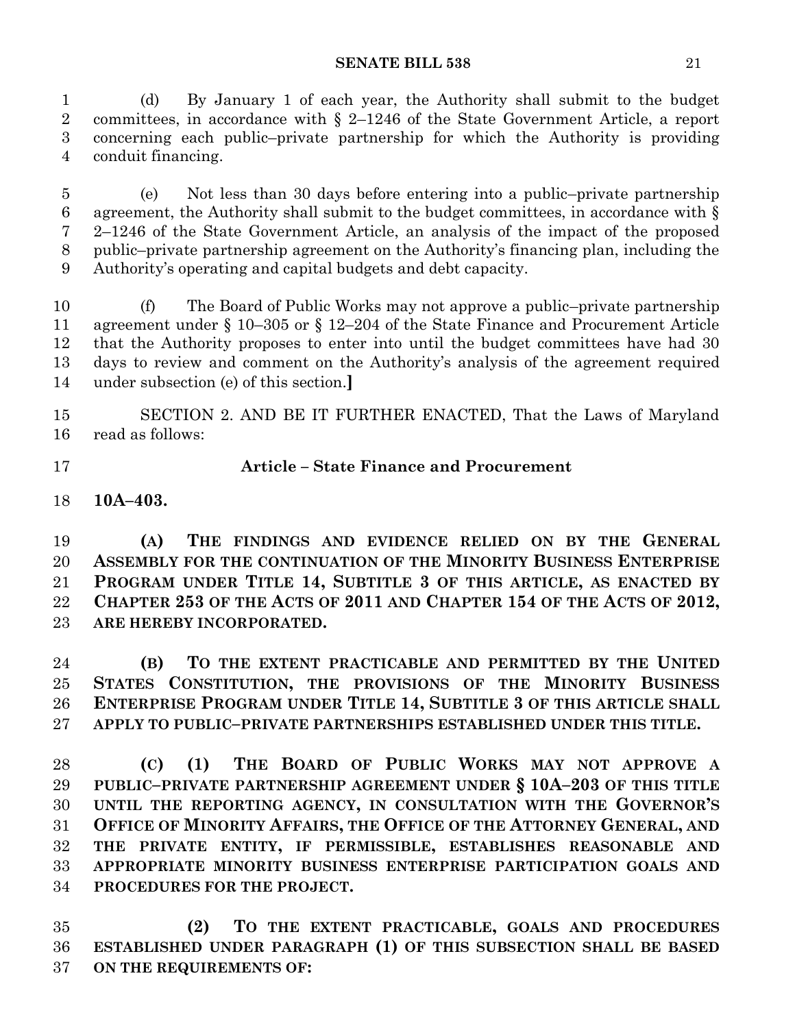(d) By January 1 of each year, the Authority shall submit to the budget committees, in accordance with § 2–1246 of the State Government Article, a report concerning each public–private partnership for which the Authority is providing conduit financing.

(e) Not less than 30 days before entering into a public–private partnership agreement, the Authority shall submit to the budget committees, in accordance with § 2–1246 of the State Government Article, an analysis of the impact of the proposed public–private partnership agreement on the Authority's financing plan, including the Authority's operating and capital budgets and debt capacity.

(f) The Board of Public Works may not approve a public–private partnership agreement under § 10–305 or § 12–204 of the State Finance and Procurement Article that the Authority proposes to enter into until the budget committees have had 30 days to review and comment on the Authority's analysis of the agreement required under subsection (e) of this section.**]**

SECTION 2. AND BE IT FURTHER ENACTED, That the Laws of Maryland read as follows:

**Article – State Finance and Procurement**

**10A–403.**

**(A) THE FINDINGS AND EVIDENCE RELIED ON BY THE GENERAL ASSEMBLY FOR THE CONTINUATION OF THE MINORITY BUSINESS ENTERPRISE PROGRAM UNDER TITLE 14, SUBTITLE 3 OF THIS ARTICLE, AS ENACTED BY CHAPTER 253 OF THE ACTS OF 2011 AND CHAPTER 154 OF THE ACTS OF 2012, ARE HEREBY INCORPORATED.**

**(B) TO THE EXTENT PRACTICABLE AND PERMITTED BY THE UNITED STATES CONSTITUTION, THE PROVISIONS OF THE MINORITY BUSINESS ENTERPRISE PROGRAM UNDER TITLE 14, SUBTITLE 3 OF THIS ARTICLE SHALL APPLY TO PUBLIC–PRIVATE PARTNERSHIPS ESTABLISHED UNDER THIS TITLE.**

**(C) (1) THE BOARD OF PUBLIC WORKS MAY NOT APPROVE A PUBLIC–PRIVATE PARTNERSHIP AGREEMENT UNDER § 10A–203 OF THIS TITLE UNTIL THE REPORTING AGENCY, IN CONSULTATION WITH THE GOVERNOR'S OFFICE OF MINORITY AFFAIRS, THE OFFICE OF THE ATTORNEY GENERAL, AND THE PRIVATE ENTITY, IF PERMISSIBLE, ESTABLISHES REASONABLE AND APPROPRIATE MINORITY BUSINESS ENTERPRISE PARTICIPATION GOALS AND PROCEDURES FOR THE PROJECT.**

**(2) TO THE EXTENT PRACTICABLE, GOALS AND PROCEDURES ESTABLISHED UNDER PARAGRAPH (1) OF THIS SUBSECTION SHALL BE BASED ON THE REQUIREMENTS OF:**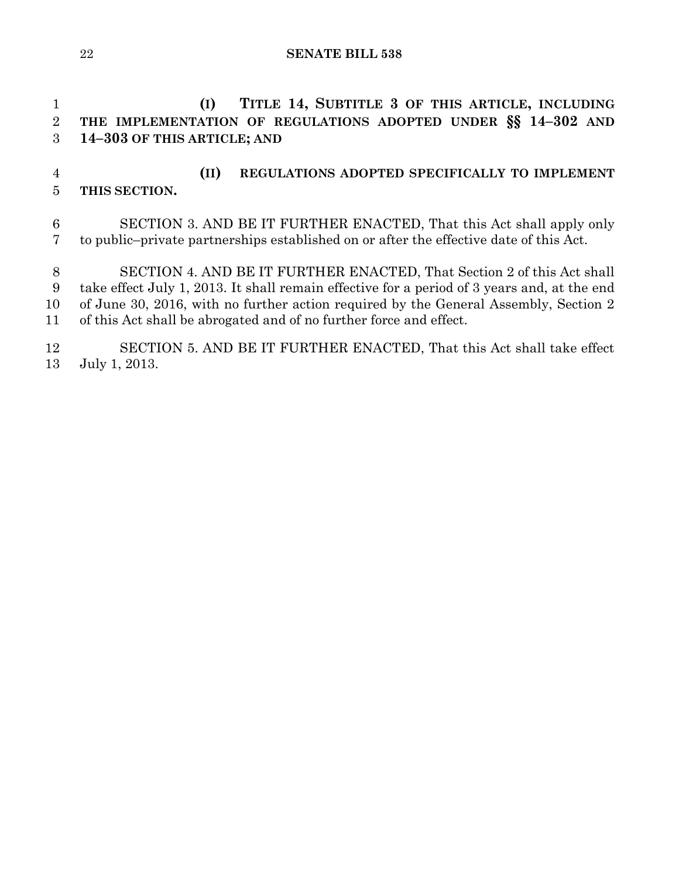**(I) TITLE 14, SUBTITLE 3 OF THIS ARTICLE, INCLUDING THE IMPLEMENTATION OF REGULATIONS ADOPTED UNDER §§ 14–302 AND 14–303 OF THIS ARTICLE; AND**

**(II) REGULATIONS ADOPTED SPECIFICALLY TO IMPLEMENT THIS SECTION.**

SECTION 3. AND BE IT FURTHER ENACTED, That this Act shall apply only to public–private partnerships established on or after the effective date of this Act.

SECTION 4. AND BE IT FURTHER ENACTED, That Section 2 of this Act shall take effect July 1, 2013. It shall remain effective for a period of 3 years and, at the end of June 30, 2016, with no further action required by the General Assembly, Section 2 of this Act shall be abrogated and of no further force and effect.

SECTION 5. AND BE IT FURTHER ENACTED, That this Act shall take effect July 1, 2013.